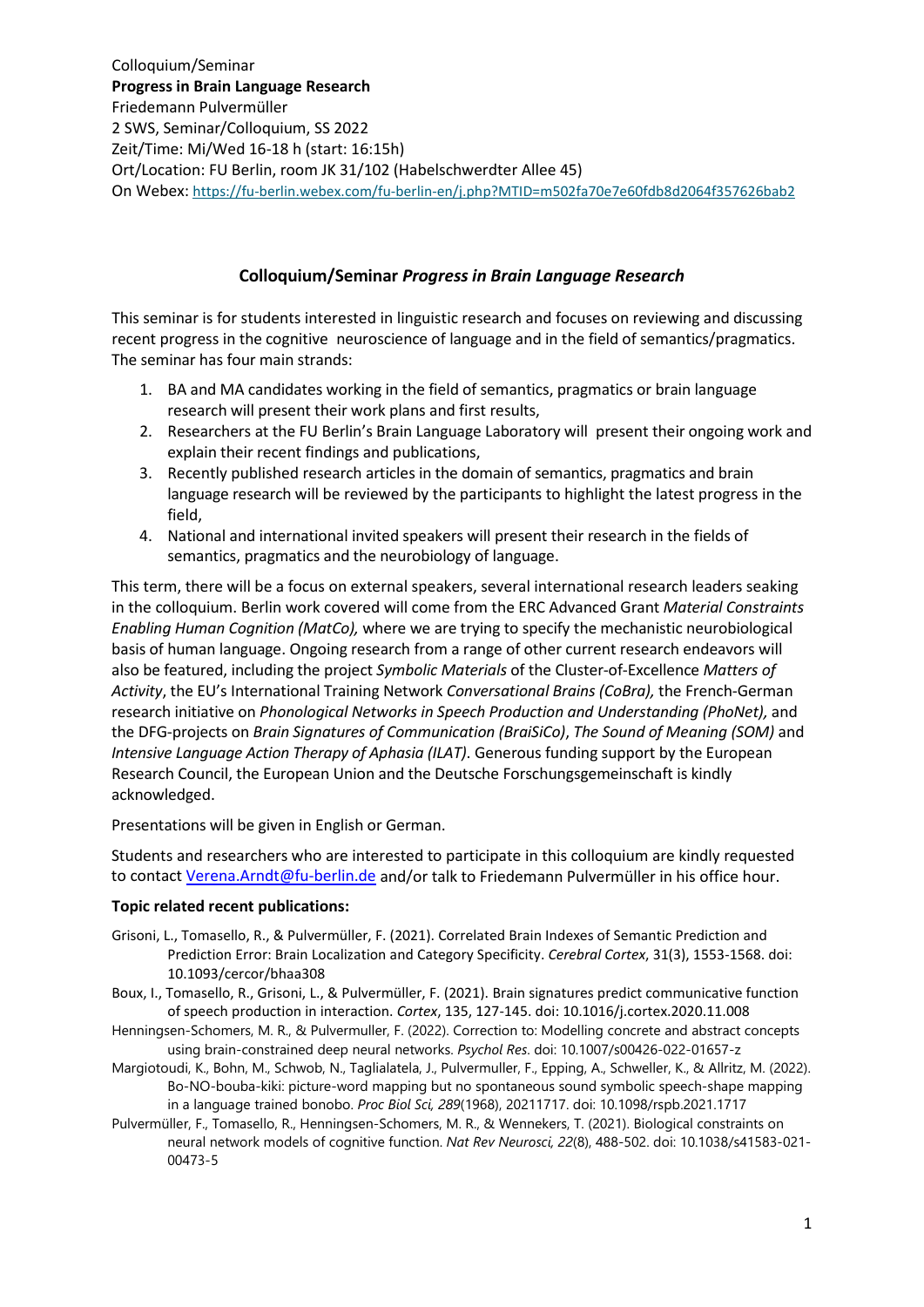Colloquium/Seminar
**Progress in Brain Language Research**
Friedemann Pulvermüller
2 SWS, Seminar/Colloquium, SS 2022
Zeit/Time: Mi/Wed 16-18 h (start: 16:15h)
Ort/Location: FU Berlin, room JK 31/102 (Habelschwerdter Allee 45)
On Webex: https://fu-berlin.webex.com/fu-berlin-en/j.php?MTID=m502fa70e7e60fdb8d2064f357626bab2

## Colloquium/Seminar *Progress in Brain Language Research*

This seminar is for students interested in linguistic research and focuses on reviewing and discussing recent progress in the cognitive neuroscience of language and in the field of semantics/pragmatics. The seminar has four main strands:

1. BA and MA candidates working in the field of semantics, pragmatics or brain language research will present their work plans and first results,
2. Researchers at the FU Berlin's Brain Language Laboratory will present their ongoing work and explain their recent findings and publications,
3. Recently published research articles in the domain of semantics, pragmatics and brain language research will be reviewed by the participants to highlight the latest progress in the field,
4. National and international invited speakers will present their research in the fields of semantics, pragmatics and the neurobiology of language.

This term, there will be a focus on external speakers, several international research leaders seaking in the colloquium. Berlin work covered will come from the ERC Advanced Grant *Material Constraints Enabling Human Cognition (MatCo),* where we are trying to specify the mechanistic neurobiological basis of human language. Ongoing research from a range of other current research endeavors will also be featured, including the project *Symbolic Materials* of the Cluster-of-Excellence *Matters of Activity*, the EU's International Training Network *Conversational Brains (CoBra),* the French-German research initiative on *Phonological Networks in Speech Production and Understanding (PhoNet),* and the DFG-projects on *Brain Signatures of Communication (BraiSiCo)*, *The Sound of Meaning (SOM)* and *Intensive Language Action Therapy of Aphasia (ILAT)*. Generous funding support by the European Research Council, the European Union and the Deutsche Forschungsgemeinschaft is kindly acknowledged.

Presentations will be given in English or German.

Students and researchers who are interested to participate in this colloquium are kindly requested to contact Verena.Arndt@fu-berlin.de and/or talk to Friedemann Pulvermüller in his office hour.

### Topic related recent publications:

Grisoni, L., Tomasello, R., & Pulvermüller, F. (2021). Correlated Brain Indexes of Semantic Prediction and Prediction Error: Brain Localization and Category Specificity. *Cerebral Cortex*, 31(3), 1553-1568. doi: 10.1093/cercor/bhaa308

Boux, I., Tomasello, R., Grisoni, L., & Pulvermüller, F. (2021). Brain signatures predict communicative function of speech production in interaction. *Cortex*, 135, 127-145. doi: 10.1016/j.cortex.2020.11.008

Henningsen-Schomers, M. R., & Pulvermuller, F. (2022). Correction to: Modelling concrete and abstract concepts using brain-constrained deep neural networks. *Psychol Res.* doi: 10.1007/s00426-022-01657-z

Margiotoudi, K., Bohn, M., Schwob, N., Taglialatela, J., Pulvermuller, F., Epping, A., Schweller, K., & Allritz, M. (2022). Bo-NO-bouba-kiki: picture-word mapping but no spontaneous sound symbolic speech-shape mapping in a language trained bonobo. *Proc Biol Sci, 289*(1968), 20211717. doi: 10.1098/rspb.2021.1717

Pulvermüller, F., Tomasello, R., Henningsen-Schomers, M. R., & Wennekers, T. (2021). Biological constraints on neural network models of cognitive function. *Nat Rev Neurosci, 22*(8), 488-502. doi: 10.1038/s41583-021-00473-5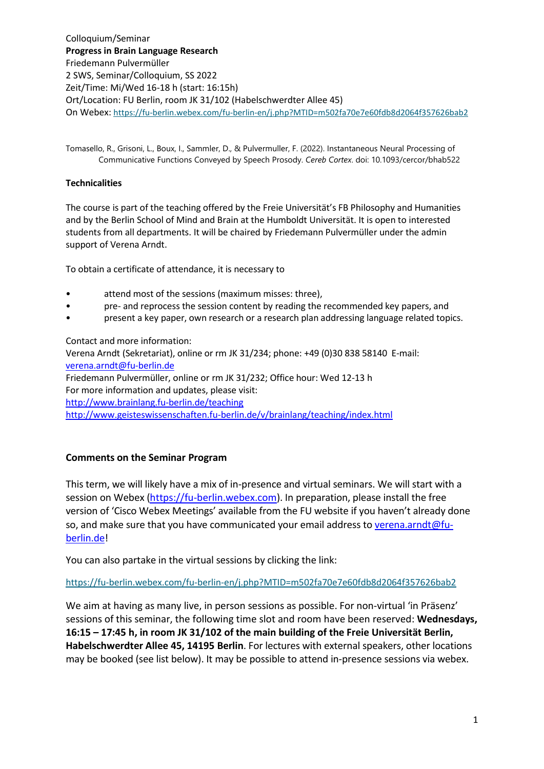Colloquium/Seminar
**Progress in Brain Language Research**
Friedemann Pulvermüller
2 SWS, Seminar/Colloquium, SS 2022
Zeit/Time: Mi/Wed 16-18 h (start: 16:15h)
Ort/Location: FU Berlin, room JK 31/102 (Habelschwerdter Allee 45)
On Webex: https://fu-berlin.webex.com/fu-berlin-en/j.php?MTID=m502fa70e7e60fdb8d2064f357626bab2

Tomasello, R., Grisoni, L., Boux, I., Sammler, D., & Pulvermuller, F. (2022). Instantaneous Neural Processing of Communicative Functions Conveyed by Speech Prosody. *Cereb Cortex*. doi: 10.1093/cercor/bhab522

**Technicalities**

The course is part of the teaching offered by the Freie Universität's FB Philosophy and Humanities and by the Berlin School of Mind and Brain at the Humboldt Universität. It is open to interested students from all departments. It will be chaired by Friedemann Pulvermüller under the admin support of Verena Arndt.

To obtain a certificate of attendance, it is necessary to

- attend most of the sessions (maximum misses: three),
- pre- and reprocess the session content by reading the recommended key papers, and
- present a key paper, own research or a research plan addressing language related topics.

Contact and more information:
Verena Arndt (Sekretariat), online or rm JK 31/234; phone: +49 (0)30 838 58140 E-mail: verena.arndt@fu-berlin.de
Friedemann Pulvermüller, online or rm JK 31/232; Office hour: Wed 12-13 h
For more information and updates, please visit:
http://www.brainlang.fu-berlin.de/teaching
http://www.geisteswissenschaften.fu-berlin.de/v/brainlang/teaching/index.html

**Comments on the Seminar Program**

This term, we will likely have a mix of in-presence and virtual seminars. We will start with a session on Webex (https://fu-berlin.webex.com). In preparation, please install the free version of 'Cisco Webex Meetings' available from the FU website if you haven't already done so, and make sure that you have communicated your email address to verena.arndt@fu-berlin.de!

You can also partake in the virtual sessions by clicking the link:

https://fu-berlin.webex.com/fu-berlin-en/j.php?MTID=m502fa70e7e60fdb8d2064f357626bab2

We aim at having as many live, in person sessions as possible. For non-virtual 'in Präsenz' sessions of this seminar, the following time slot and room have been reserved: **Wednesdays, 16:15 – 17:45 h, in room JK 31/102 of the main building of the Freie Universität Berlin, Habelschwerdter Allee 45, 14195 Berlin**. For lectures with external speakers, other locations may be booked (see list below). It may be possible to attend in-presence sessions via webex.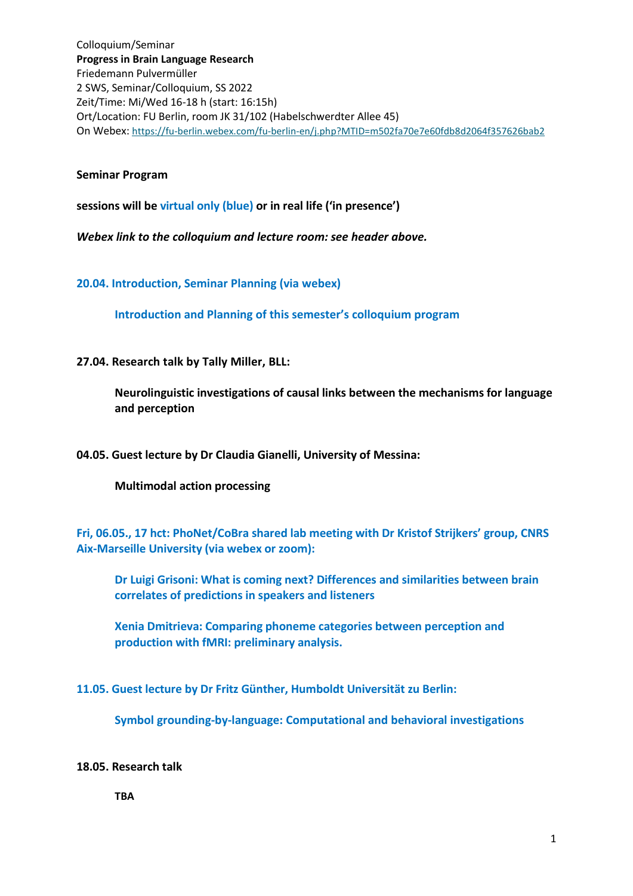Colloquium/Seminar
**Progress in Brain Language Research**
Friedemann Pulvermüller
2 SWS, Seminar/Colloquium, SS 2022
Zeit/Time: Mi/Wed 16-18 h (start: 16:15h)
Ort/Location: FU Berlin, room JK 31/102 (Habelschwerdter Allee 45)
On Webex: https://fu-berlin.webex.com/fu-berlin-en/j.php?MTID=m502fa70e7e60fdb8d2064f357626bab2

**Seminar Program**

**sessions will be virtual only (blue) or in real life ('in presence')**

***Webex link to the colloquium and lecture room: see header above.***

**20.04. Introduction, Seminar Planning (via webex)**

> **Introduction and Planning of this semester's colloquium program**

**27.04. Research talk by Tally Miller, BLL:**

> **Neurolinguistic investigations of causal links between the mechanisms for language and perception**

**04.05. Guest lecture by Dr Claudia Gianelli, University of Messina:**

> **Multimodal action processing**

**Fri, 06.05., 17 hct: PhoNet/CoBra shared lab meeting with Dr Kristof Strijkers' group, CNRS Aix-Marseille University (via webex or zoom):**

> **Dr Luigi Grisoni: What is coming next? Differences and similarities between brain correlates of predictions in speakers and listeners**
>
> **Xenia Dmitrieva: Comparing phoneme categories between perception and production with fMRI: preliminary analysis.**

**11.05. Guest lecture by Dr Fritz Günther, Humboldt Universität zu Berlin:**

> **Symbol grounding-by-language: Computational and behavioral investigations**

**18.05. Research talk**

> **TBA**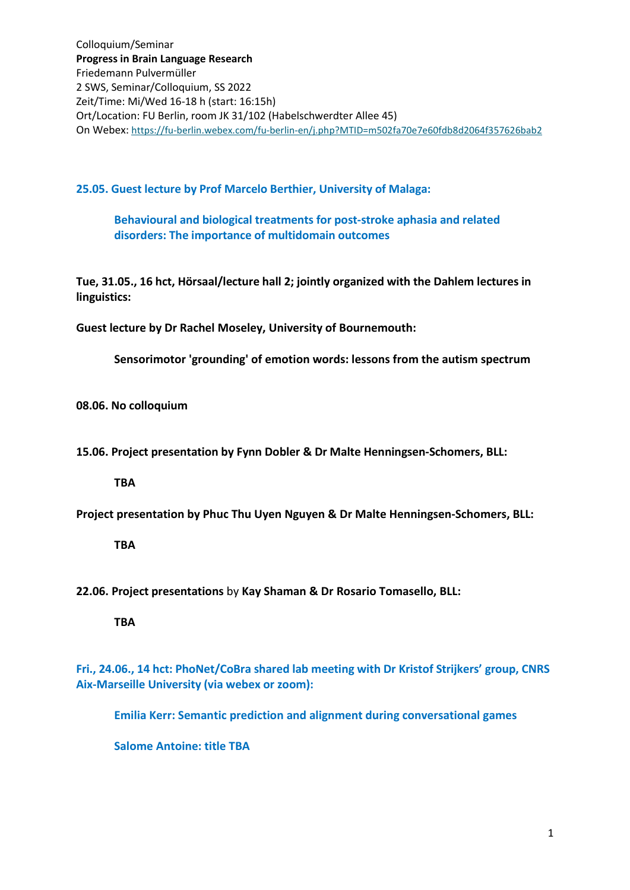Colloquium/Seminar
**Progress in Brain Language Research**
Friedemann Pulvermüller
2 SWS, Seminar/Colloquium, SS 2022
Zeit/Time: Mi/Wed 16-18 h (start: 16:15h)
Ort/Location: FU Berlin, room JK 31/102 (Habelschwerdter Allee 45)
On Webex: https://fu-berlin.webex.com/fu-berlin-en/j.php?MTID=m502fa70e7e60fdb8d2064f357626bab2

**25.05. Guest lecture by Prof Marcelo Berthier, University of Malaga:**

> **Behavioural and biological treatments for post-stroke aphasia and related disorders: The importance of multidomain outcomes**

**Tue, 31.05., 16 hct, Hörsaal/lecture hall 2; jointly organized with the Dahlem lectures in linguistics:**

**Guest lecture by Dr Rachel Moseley, University of Bournemouth:**

> **Sensorimotor 'grounding' of emotion words: lessons from the autism spectrum**

**08.06. No colloquium**

**15.06. Project presentation by Fynn Dobler & Dr Malte Henningsen-Schomers, BLL:**

> **TBA**

**Project presentation by Phuc Thu Uyen Nguyen & Dr Malte Henningsen-Schomers, BLL:**

> **TBA**

**22.06. Project presentations** by **Kay Shaman & Dr Rosario Tomasello, BLL:**

> **TBA**

**Fri., 24.06., 14 hct: PhoNet/CoBra shared lab meeting with Dr Kristof Strijkers' group, CNRS Aix-Marseille University (via webex or zoom):**

> **Emilia Kerr: Semantic prediction and alignment during conversational games**
>
> **Salome Antoine: title TBA**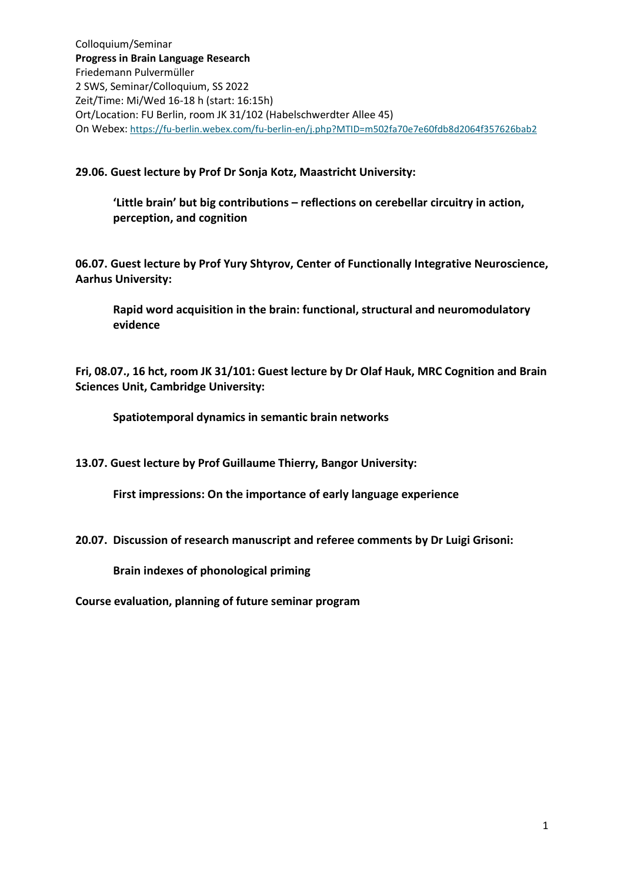Colloquium/Seminar
**Progress in Brain Language Research**
Friedemann Pulvermüller
2 SWS, Seminar/Colloquium, SS 2022
Zeit/Time: Mi/Wed 16-18 h (start: 16:15h)
Ort/Location: FU Berlin, room JK 31/102 (Habelschwerdter Allee 45)
On Webex: https://fu-berlin.webex.com/fu-berlin-en/j.php?MTID=m502fa70e7e60fdb8d2064f357626bab2

**29.06. Guest lecture by Prof Dr Sonja Kotz, Maastricht University:**

> **'Little brain' but big contributions – reflections on cerebellar circuitry in action, perception, and cognition**

**06.07. Guest lecture by Prof Yury Shtyrov, Center of Functionally Integrative Neuroscience, Aarhus University:**

> **Rapid word acquisition in the brain: functional, structural and neuromodulatory evidence**

**Fri, 08.07., 16 hct, room JK 31/101: Guest lecture by Dr Olaf Hauk, MRC Cognition and Brain Sciences Unit, Cambridge University:**

> **Spatiotemporal dynamics in semantic brain networks**

**13.07. Guest lecture by Prof Guillaume Thierry, Bangor University:**

> **First impressions: On the importance of early language experience**

**20.07. Discussion of research manuscript and referee comments by Dr Luigi Grisoni:**

> **Brain indexes of phonological priming**

**Course evaluation, planning of future seminar program**